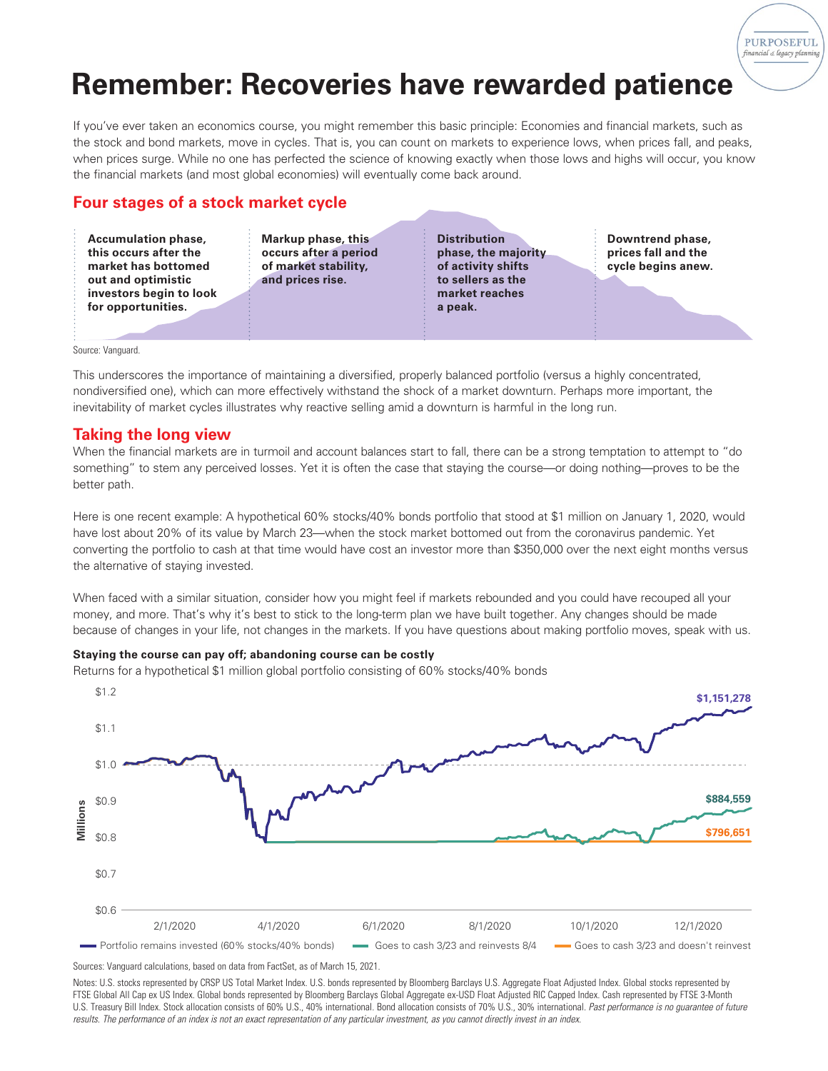# Remember: Recoveries have rewarded patience

If you've ever taken an economics course, you might remember this basic principle: Economies and financial markets, such as the stock and bond markets, move in cycles. That is, you can count on markets to experience lows, when prices fall, and peaks, when prices surge. While no one has perfected the science of knowing exactly when those lows and highs will occur, you know the financial markets (and most global economies) will eventually come back around.

## Four stages of a stock market cycle

**Accumulation phase, this occurs after the market has bottomed out and optimistic investors begin to look for opportunities.**

**Markup phase, this occurs after a period of market stability, and prices rise.**

**Distribution phase, the majority of activity shifts to sellers as the market reaches a peak.**

**Downtrend phase, prices fall and the cycle begins anew.**

Source: Vanguard.

This underscores the importance of maintaining a diversified, properly balanced portfolio (versus a highly concentrated, nondiversified one), which can more effectively withstand the shock of a market downturn. Perhaps more important, the inevitability of market cycles illustrates why reactive selling amid a downturn is harmful in the long run.

## Taking the long view

When the financial markets are in turmoil and account balances start to fall, there can be a strong temptation to attempt to "do something" to stem any perceived losses. Yet it is often the case that staying the course—or doing nothing—proves to be the better path.

Here is one recent example: A hypothetical 60% stocks/40% bonds portfolio that stood at $1 million on January 1, 2020, would have lost about 20% of its value by March 23—when the stock market bottomed out from the coronavirus pandemic. Yet converting the portfolio to cash at that time would have cost an investor more than $350,000 over the next eight months versus the alternative of staying invested.

When faced with a similar situation, consider how you might feel if markets rebounded and you could have recouped all your money, and more. That's why it's best to stick to the long-term plan we have built together. Any changes should be made because of changes in your life, not changes in the markets. If you have questions about making portfolio moves, speak with us.

**Staying the course can pay off; abandoning course can be costly**

Returns for a hypothetical $1 million global portfolio consisting of 60% stocks/40% bonds

Chart values (Millions): Portfolio remains invested (60% stocks/40% bonds): $1,151,278; Goes to cash 3/23 and reinvests 8/4: $884,559; Goes to cash 3/23 and doesn't reinvest: $796,651

Sources: Vanguard calculations, based on data from FactSet, as of March 15, 2021.

Notes: U.S. stocks represented by CRSP US Total Market Index. U.S. bonds represented by Bloomberg Barclays U.S. Aggregate Float Adjusted Index. Global stocks represented by FTSE Global All Cap ex US Index. Global bonds represented by Bloomberg Barclays Global Aggregate ex-USD Float Adjusted RIC Capped Index. Cash represented by FTSE 3-Month U.S. Treasury Bill Index. Stock allocation consists of 60% U.S., 40% international. Bond allocation consists of 70% U.S., 30% international. *Past performance is no guarantee of future results. The performance of an index is not an exact representation of any particular investment, as you cannot directly invest in an index.*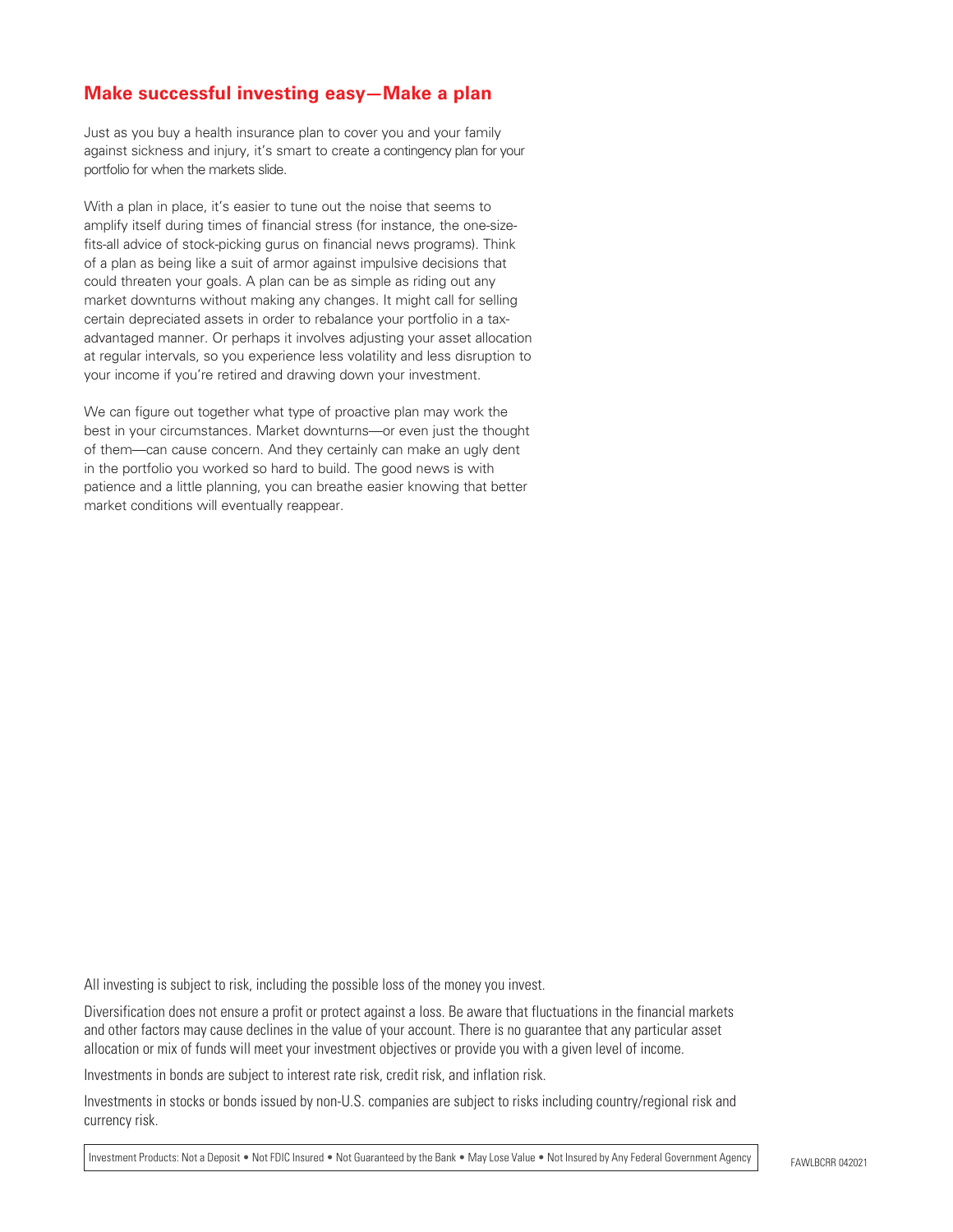## Make successful investing easy—Make a plan

Just as you buy a health insurance plan to cover you and your family against sickness and injury, it's smart to create a contingency plan for your portfolio for when the markets slide.

With a plan in place, it's easier to tune out the noise that seems to amplify itself during times of financial stress (for instance, the one-size-fits-all advice of stock-picking gurus on financial news programs). Think of a plan as being like a suit of armor against impulsive decisions that could threaten your goals. A plan can be as simple as riding out any market downturns without making any changes. It might call for selling certain depreciated assets in order to rebalance your portfolio in a tax-advantaged manner. Or perhaps it involves adjusting your asset allocation at regular intervals, so you experience less volatility and less disruption to your income if you're retired and drawing down your investment.

We can figure out together what type of proactive plan may work the best in your circumstances. Market downturns—or even just the thought of them—can cause concern. And they certainly can make an ugly dent in the portfolio you worked so hard to build. The good news is with patience and a little planning, you can breathe easier knowing that better market conditions will eventually reappear.

All investing is subject to risk, including the possible loss of the money you invest.

Diversification does not ensure a profit or protect against a loss. Be aware that fluctuations in the financial markets and other factors may cause declines in the value of your account. There is no guarantee that any particular asset allocation or mix of funds will meet your investment objectives or provide you with a given level of income.

Investments in bonds are subject to interest rate risk, credit risk, and inflation risk.

Investments in stocks or bonds issued by non-U.S. companies are subject to risks including country/regional risk and currency risk.

Investment Products: Not a Deposit • Not FDIC Insured • Not Guaranteed by the Bank • May Lose Value • Not Insured by Any Federal Government Agency

FAWLBCRR 042021